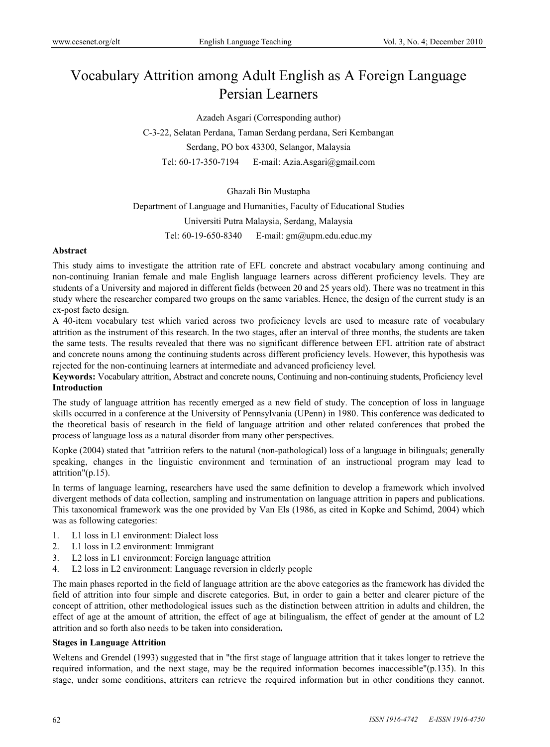# Vocabulary Attrition among Adult English as A Foreign Language Persian Learners

Azadeh Asgari (Corresponding author)

C-3-22, Selatan Perdana, Taman Serdang perdana, Seri Kembangan

Serdang, PO box 43300, Selangor, Malaysia

Tel: 60-17-350-7194 E-mail: Azia.Asgari@gmail.com

Ghazali Bin Mustapha

Department of Language and Humanities, Faculty of Educational Studies

Universiti Putra Malaysia, Serdang, Malaysia

Tel: 60-19-650-8340 E-mail: gm@upm.edu.educ.my

**Abstract**

This study aims to investigate the attrition rate of EFL concrete and abstract vocabulary among continuing and non-continuing Iranian female and male English language learners across different proficiency levels. They are students of a University and majored in different fields (between 20 and 25 years old). There was no treatment in this study where the researcher compared two groups on the same variables. Hence, the design of the current study is an ex-post facto design.

A 40-item vocabulary test which varied across two proficiency levels are used to measure rate of vocabulary attrition as the instrument of this research. In the two stages, after an interval of three months, the students are taken the same tests. The results revealed that there was no significant difference between EFL attrition rate of abstract and concrete nouns among the continuing students across different proficiency levels. However, this hypothesis was rejected for the non-continuing learners at intermediate and advanced proficiency level.

**Keywords:** Vocabulary attrition, Abstract and concrete nouns, Continuing and non-continuing students, Proficiency level

## Introduction

The study of language attrition has recently emerged as a new field of study. The conception of loss in language skills occurred in a conference at the University of Pennsylvania (UPenn) in 1980. This conference was dedicated to the theoretical basis of research in the field of language attrition and other related conferences that probed the process of language loss as a natural disorder from many other perspectives.

Kopke (2004) stated that "attrition refers to the natural (non-pathological) loss of a language in bilinguals; generally speaking, changes in the linguistic environment and termination of an instructional program may lead to attrition"(p.15).

In terms of language learning, researchers have used the same definition to develop a framework which involved divergent methods of data collection, sampling and instrumentation on language attrition in papers and publications. This taxonomical framework was the one provided by Van Els (1986, as cited in Kopke and Schimd, 2004) which was as following categories:

1. L1 loss in L1 environment: Dialect loss
2. L1 loss in L2 environment: Immigrant
3. L2 loss in L1 environment: Foreign language attrition
4. L2 loss in L2 environment: Language reversion in elderly people

The main phases reported in the field of language attrition are the above categories as the framework has divided the field of attrition into four simple and discrete categories. But, in order to gain a better and clearer picture of the concept of attrition, other methodological issues such as the distinction between attrition in adults and children, the effect of age at the amount of attrition, the effect of age at bilingualism, the effect of gender at the amount of L2 attrition and so forth also needs to be taken into consideration**.**

## Stages in Language Attrition

Weltens and Grendel (1993) suggested that in "the first stage of language attrition that it takes longer to retrieve the required information, and the next stage, may be the required information becomes inaccessible"(p.135). In this stage, under some conditions, attriters can retrieve the required information but in other conditions they cannot.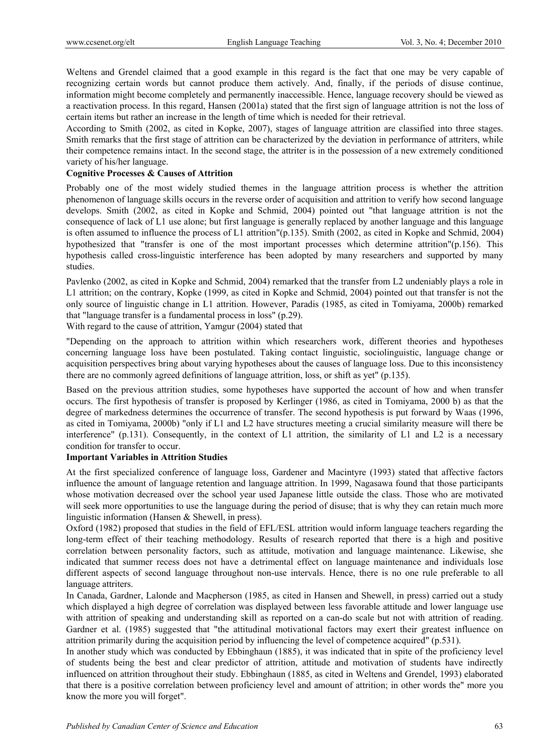Weltens and Grendel claimed that a good example in this regard is the fact that one may be very capable of recognizing certain words but cannot produce them actively. And, finally, if the periods of disuse continue, information might become completely and permanently inaccessible. Hence, language recovery should be viewed as a reactivation process. In this regard, Hansen (2001a) stated that the first sign of language attrition is not the loss of certain items but rather an increase in the length of time which is needed for their retrieval.

According to Smith (2002, as cited in Kopke, 2007), stages of language attrition are classified into three stages. Smith remarks that the first stage of attrition can be characterized by the deviation in performance of attriters, while their competence remains intact. In the second stage, the attriter is in the possession of a new extremely conditioned variety of his/her language.

**Cognitive Processes & Causes of Attrition**

Probably one of the most widely studied themes in the language attrition process is whether the attrition phenomenon of language skills occurs in the reverse order of acquisition and attrition to verify how second language develops. Smith (2002, as cited in Kopke and Schmid, 2004) pointed out "that language attrition is not the consequence of lack of L1 use alone; but first language is generally replaced by another language and this language is often assumed to influence the process of L1 attrition"(p.135). Smith (2002, as cited in Kopke and Schmid, 2004) hypothesized that "transfer is one of the most important processes which determine attrition"(p.156). This hypothesis called cross-linguistic interference has been adopted by many researchers and supported by many studies.

Pavlenko (2002, as cited in Kopke and Schmid, 2004) remarked that the transfer from L2 undeniably plays a role in L1 attrition; on the contrary, Kopke (1999, as cited in Kopke and Schmid, 2004) pointed out that transfer is not the only source of linguistic change in L1 attrition. However, Paradis (1985, as cited in Tomiyama, 2000b) remarked that "language transfer is a fundamental process in loss" (p.29).

With regard to the cause of attrition, Yamgur (2004) stated that

"Depending on the approach to attrition within which researchers work, different theories and hypotheses concerning language loss have been postulated. Taking contact linguistic, sociolinguistic, language change or acquisition perspectives bring about varying hypotheses about the causes of language loss. Due to this inconsistency there are no commonly agreed definitions of language attrition, loss, or shift as yet" (p.135).

Based on the previous attrition studies, some hypotheses have supported the account of how and when transfer occurs. The first hypothesis of transfer is proposed by Kerlinger (1986, as cited in Tomiyama, 2000 b) as that the degree of markedness determines the occurrence of transfer. The second hypothesis is put forward by Waas (1996, as cited in Tomiyama, 2000b) "only if L1 and L2 have structures meeting a crucial similarity measure will there be interference" (p.131). Consequently, in the context of L1 attrition, the similarity of L1 and L2 is a necessary condition for transfer to occur.

**Important Variables in Attrition Studies**

At the first specialized conference of language loss, Gardener and Macintyre (1993) stated that affective factors influence the amount of language retention and language attrition. In 1999, Nagasawa found that those participants whose motivation decreased over the school year used Japanese little outside the class. Those who are motivated will seek more opportunities to use the language during the period of disuse; that is why they can retain much more linguistic information (Hansen & Shewell, in press).

Oxford (1982) proposed that studies in the field of EFL/ESL attrition would inform language teachers regarding the long-term effect of their teaching methodology. Results of research reported that there is a high and positive correlation between personality factors, such as attitude, motivation and language maintenance. Likewise, she indicated that summer recess does not have a detrimental effect on language maintenance and individuals lose different aspects of second language throughout non-use intervals. Hence, there is no one rule preferable to all language attriters.

In Canada, Gardner, Lalonde and Macpherson (1985, as cited in Hansen and Shewell, in press) carried out a study which displayed a high degree of correlation was displayed between less favorable attitude and lower language use with attrition of speaking and understanding skill as reported on a can-do scale but not with attrition of reading. Gardner et al. (1985) suggested that "the attitudinal motivational factors may exert their greatest influence on attrition primarily during the acquisition period by influencing the level of competence acquired" (p.531).

In another study which was conducted by Ebbinghaun (1885), it was indicated that in spite of the proficiency level of students being the best and clear predictor of attrition, attitude and motivation of students have indirectly influenced on attrition throughout their study. Ebbinghaun (1885, as cited in Weltens and Grendel, 1993) elaborated that there is a positive correlation between proficiency level and amount of attrition; in other words the" more you know the more you will forget".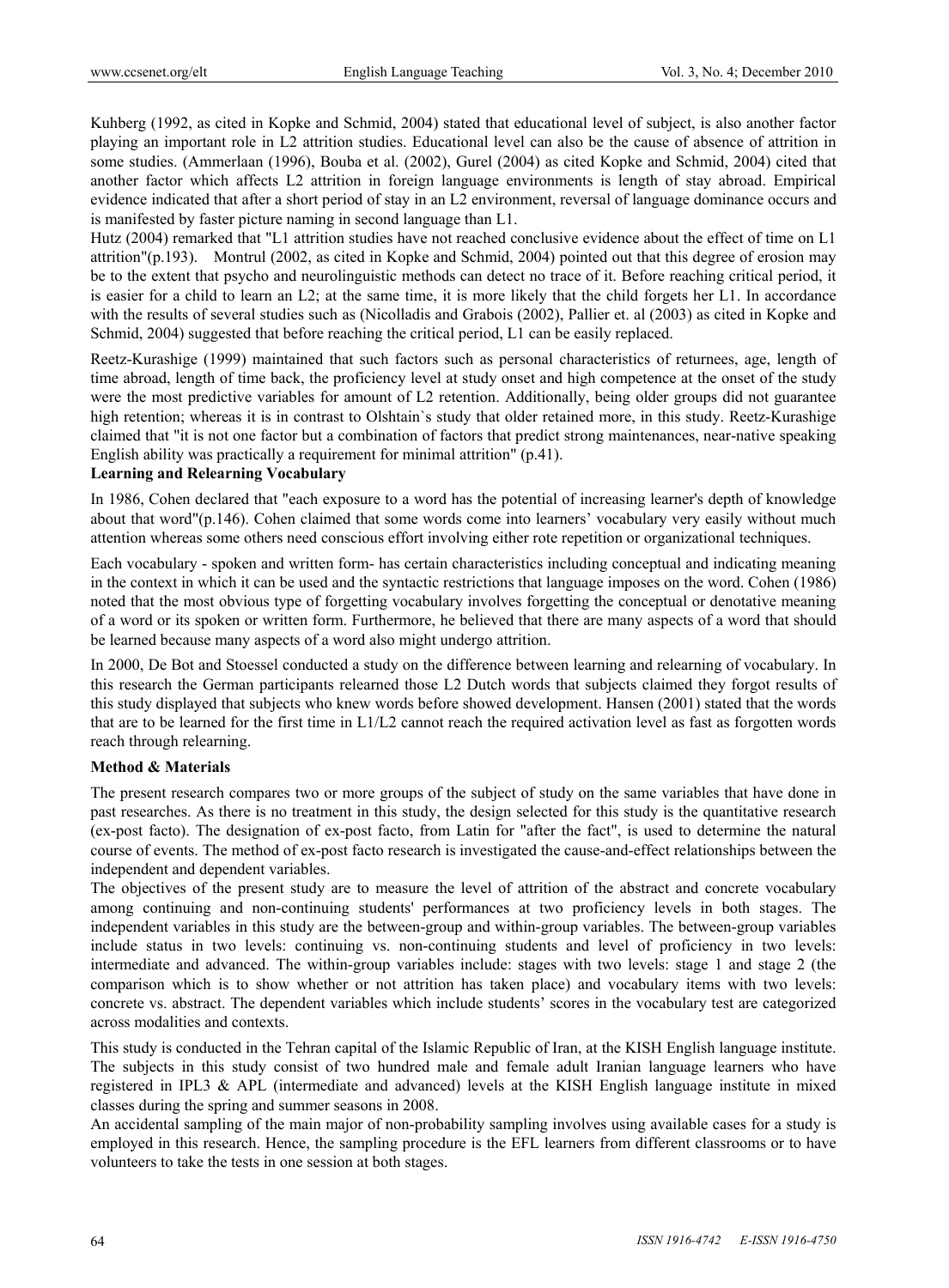Kuhberg (1992, as cited in Kopke and Schmid, 2004) stated that educational level of subject, is also another factor playing an important role in L2 attrition studies. Educational level can also be the cause of absence of attrition in some studies. (Ammerlaan (1996), Bouba et al. (2002), Gurel (2004) as cited Kopke and Schmid, 2004) cited that another factor which affects L2 attrition in foreign language environments is length of stay abroad. Empirical evidence indicated that after a short period of stay in an L2 environment, reversal of language dominance occurs and is manifested by faster picture naming in second language than L1.

Hutz (2004) remarked that "L1 attrition studies have not reached conclusive evidence about the effect of time on L1 attrition"(p.193). Montrul (2002, as cited in Kopke and Schmid, 2004) pointed out that this degree of erosion may be to the extent that psycho and neurolinguistic methods can detect no trace of it. Before reaching critical period, it is easier for a child to learn an L2; at the same time, it is more likely that the child forgets her L1. In accordance with the results of several studies such as (Nicolladis and Grabois (2002), Pallier et. al (2003) as cited in Kopke and Schmid, 2004) suggested that before reaching the critical period, L1 can be easily replaced.

Reetz-Kurashige (1999) maintained that such factors such as personal characteristics of returnees, age, length of time abroad, length of time back, the proficiency level at study onset and high competence at the onset of the study were the most predictive variables for amount of L2 retention. Additionally, being older groups did not guarantee high retention; whereas it is in contrast to Olshtain`s study that older retained more, in this study. Reetz-Kurashige claimed that "it is not one factor but a combination of factors that predict strong maintenances, near-native speaking English ability was practically a requirement for minimal attrition" (p.41).

**Learning and Relearning Vocabulary**

In 1986, Cohen declared that "each exposure to a word has the potential of increasing learner's depth of knowledge about that word"(p.146). Cohen claimed that some words come into learners' vocabulary very easily without much attention whereas some others need conscious effort involving either rote repetition or organizational techniques.

Each vocabulary - spoken and written form- has certain characteristics including conceptual and indicating meaning in the context in which it can be used and the syntactic restrictions that language imposes on the word. Cohen (1986) noted that the most obvious type of forgetting vocabulary involves forgetting the conceptual or denotative meaning of a word or its spoken or written form. Furthermore, he believed that there are many aspects of a word that should be learned because many aspects of a word also might undergo attrition.

In 2000, De Bot and Stoessel conducted a study on the difference between learning and relearning of vocabulary. In this research the German participants relearned those L2 Dutch words that subjects claimed they forgot results of this study displayed that subjects who knew words before showed development. Hansen (2001) stated that the words that are to be learned for the first time in L1/L2 cannot reach the required activation level as fast as forgotten words reach through relearning.

**Method & Materials**

The present research compares two or more groups of the subject of study on the same variables that have done in past researches. As there is no treatment in this study, the design selected for this study is the quantitative research (ex-post facto). The designation of ex-post facto, from Latin for "after the fact", is used to determine the natural course of events. The method of ex-post facto research is investigated the cause-and-effect relationships between the independent and dependent variables.

The objectives of the present study are to measure the level of attrition of the abstract and concrete vocabulary among continuing and non-continuing students' performances at two proficiency levels in both stages. The independent variables in this study are the between-group and within-group variables. The between-group variables include status in two levels: continuing vs. non-continuing students and level of proficiency in two levels: intermediate and advanced. The within-group variables include: stages with two levels: stage 1 and stage 2 (the comparison which is to show whether or not attrition has taken place) and vocabulary items with two levels: concrete vs. abstract. The dependent variables which include students' scores in the vocabulary test are categorized across modalities and contexts.

This study is conducted in the Tehran capital of the Islamic Republic of Iran, at the KISH English language institute. The subjects in this study consist of two hundred male and female adult Iranian language learners who have registered in IPL3 & APL (intermediate and advanced) levels at the KISH English language institute in mixed classes during the spring and summer seasons in 2008.

An accidental sampling of the main major of non-probability sampling involves using available cases for a study is employed in this research. Hence, the sampling procedure is the EFL learners from different classrooms or to have volunteers to take the tests in one session at both stages.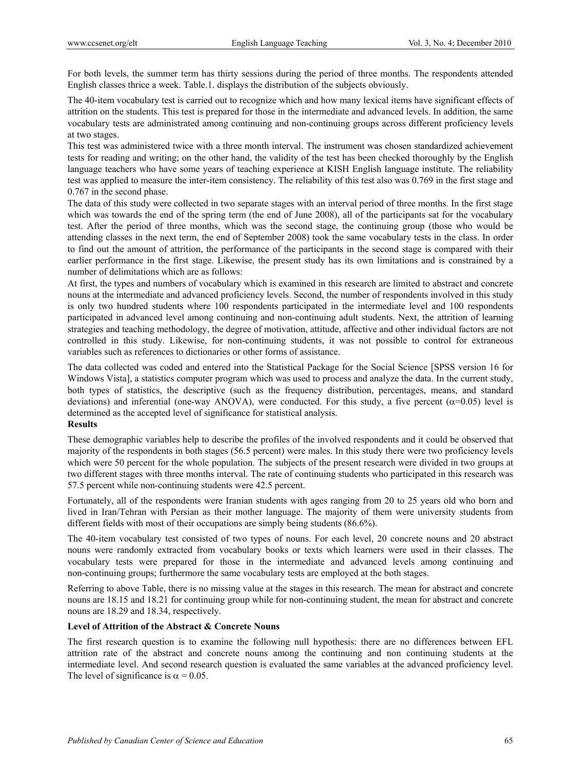For both levels, the summer term has thirty sessions during the period of three months. The respondents attended English classes thrice a week. Table.1. displays the distribution of the subjects obviously.

The 40-item vocabulary test is carried out to recognize which and how many lexical items have significant effects of attrition on the students. This test is prepared for those in the intermediate and advanced levels. In addition, the same vocabulary tests are administrated among continuing and non-continuing groups across different proficiency levels at two stages.

This test was administered twice with a three month interval. The instrument was chosen standardized achievement tests for reading and writing; on the other hand, the validity of the test has been checked thoroughly by the English language teachers who have some years of teaching experience at KISH English language institute. The reliability test was applied to measure the inter-item consistency. The reliability of this test also was 0.769 in the first stage and 0.767 in the second phase.

The data of this study were collected in two separate stages with an interval period of three months. In the first stage which was towards the end of the spring term (the end of June 2008), all of the participants sat for the vocabulary test. After the period of three months, which was the second stage, the continuing group (those who would be attending classes in the next term, the end of September 2008) took the same vocabulary tests in the class. In order to find out the amount of attrition, the performance of the participants in the second stage is compared with their earlier performance in the first stage. Likewise, the present study has its own limitations and is constrained by a number of delimitations which are as follows:

At first, the types and numbers of vocabulary which is examined in this research are limited to abstract and concrete nouns at the intermediate and advanced proficiency levels. Second, the number of respondents involved in this study is only two hundred students where 100 respondents participated in the intermediate level and 100 respondents participated in advanced level among continuing and non-continuing adult students. Next, the attrition of learning strategies and teaching methodology, the degree of motivation, attitude, affective and other individual factors are not controlled in this study. Likewise, for non-continuing students, it was not possible to control for extraneous variables such as references to dictionaries or other forms of assistance.

The data collected was coded and entered into the Statistical Package for the Social Science [SPSS version 16 for Windows Vista], a statistics computer program which was used to process and analyze the data. In the current study, both types of statistics, the descriptive (such as the frequency distribution, percentages, means, and standard deviations) and inferential (one-way ANOVA), were conducted. For this study, a five percent ($\alpha$=0.05) level is determined as the accepted level of significance for statistical analysis.

**Results**

These demographic variables help to describe the profiles of the involved respondents and it could be observed that majority of the respondents in both stages (56.5 percent) were males. In this study there were two proficiency levels which were 50 percent for the whole population. The subjects of the present research were divided in two groups at two different stages with three months interval. The rate of continuing students who participated in this research was 57.5 percent while non-continuing students were 42.5 percent.

Fortunately, all of the respondents were Iranian students with ages ranging from 20 to 25 years old who born and lived in Iran/Tehran with Persian as their mother language. The majority of them were university students from different fields with most of their occupations are simply being students (86.6%).

The 40-item vocabulary test consisted of two types of nouns. For each level, 20 concrete nouns and 20 abstract nouns were randomly extracted from vocabulary books or texts which learners were used in their classes. The vocabulary tests were prepared for those in the intermediate and advanced levels among continuing and non-continuing groups; furthermore the same vocabulary tests are employed at the both stages.

Referring to above Table, there is no missing value at the stages in this research. The mean for abstract and concrete nouns are 18.15 and 18.21 for continuing group while for non-continuing student, the mean for abstract and concrete nouns are 18.29 and 18.34, respectively.

**Level of Attrition of the Abstract & Concrete Nouns**

The first research question is to examine the following null hypothesis: there are no differences between EFL attrition rate of the abstract and concrete nouns among the continuing and non continuing students at the intermediate level. And second research question is evaluated the same variables at the advanced proficiency level. The level of significance is $\alpha$ = 0.05.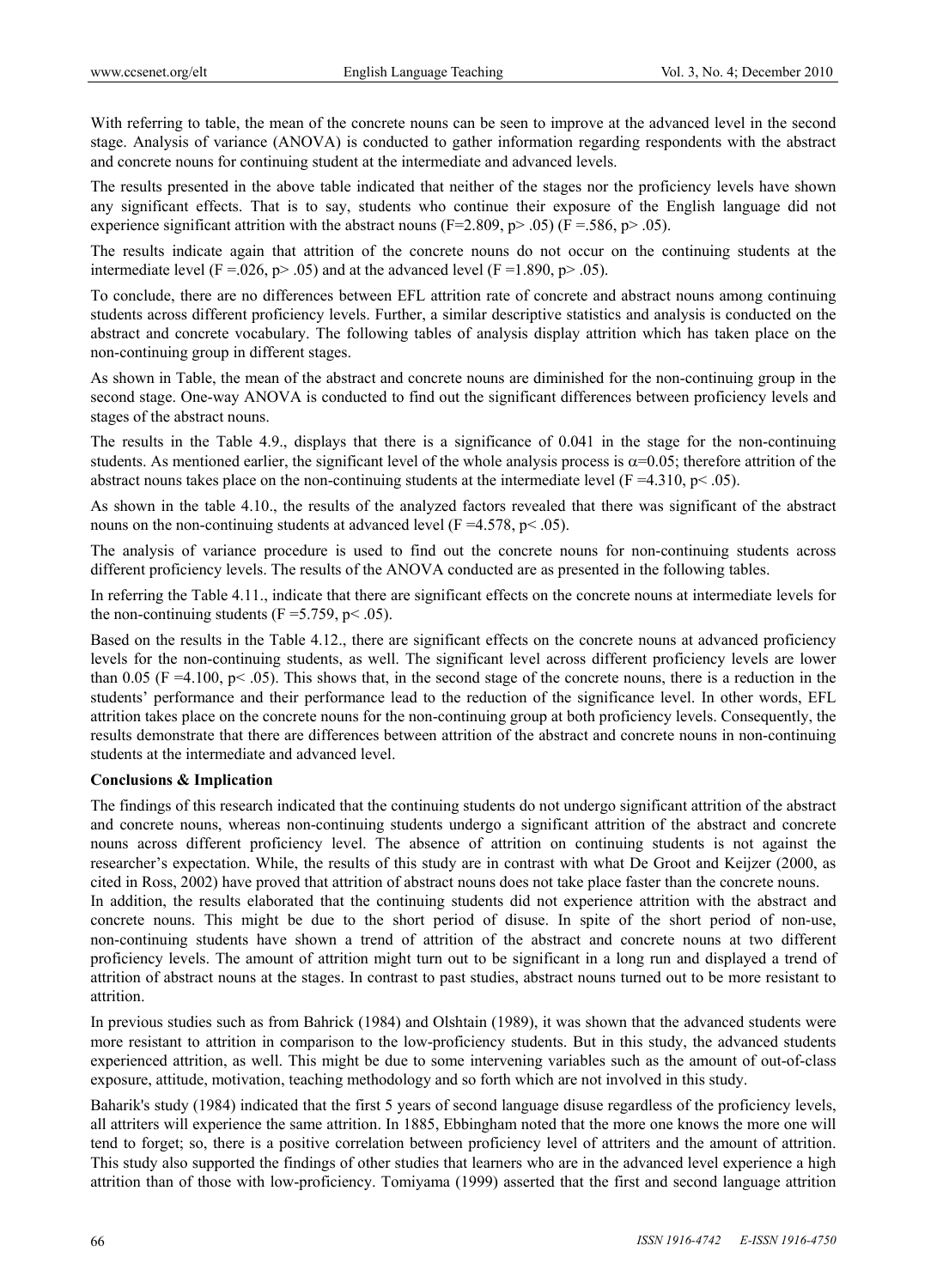With referring to table, the mean of the concrete nouns can be seen to improve at the advanced level in the second stage. Analysis of variance (ANOVA) is conducted to gather information regarding respondents with the abstract and concrete nouns for continuing student at the intermediate and advanced levels.

The results presented in the above table indicated that neither of the stages nor the proficiency levels have shown any significant effects. That is to say, students who continue their exposure of the English language did not experience significant attrition with the abstract nouns ($F=2.809$, $p> .05$) ($F =.586$, $p> .05$).

The results indicate again that attrition of the concrete nouns do not occur on the continuing students at the intermediate level ($F =.026$, $p> .05$) and at the advanced level ($F =1.890$, $p> .05$).

To conclude, there are no differences between EFL attrition rate of concrete and abstract nouns among continuing students across different proficiency levels. Further, a similar descriptive statistics and analysis is conducted on the abstract and concrete vocabulary. The following tables of analysis display attrition which has taken place on the non-continuing group in different stages.

As shown in Table, the mean of the abstract and concrete nouns are diminished for the non-continuing group in the second stage. One-way ANOVA is conducted to find out the significant differences between proficiency levels and stages of the abstract nouns.

The results in the Table 4.9., displays that there is a significance of 0.041 in the stage for the non-continuing students. As mentioned earlier, the significant level of the whole analysis process is $\alpha=0.05$; therefore attrition of the abstract nouns takes place on the non-continuing students at the intermediate level ($F =4.310$, $p< .05$).

As shown in the table 4.10., the results of the analyzed factors revealed that there was significant of the abstract nouns on the non-continuing students at advanced level ($F =4.578$, $p< .05$).

The analysis of variance procedure is used to find out the concrete nouns for non-continuing students across different proficiency levels. The results of the ANOVA conducted are as presented in the following tables.

In referring the Table 4.11., indicate that there are significant effects on the concrete nouns at intermediate levels for the non-continuing students ($F =5.759$, $p< .05$).

Based on the results in the Table 4.12., there are significant effects on the concrete nouns at advanced proficiency levels for the non-continuing students, as well. The significant level across different proficiency levels are lower than 0.05 ($F =4.100$, $p< .05$). This shows that, in the second stage of the concrete nouns, there is a reduction in the students' performance and their performance lead to the reduction of the significance level. In other words, EFL attrition takes place on the concrete nouns for the non-continuing group at both proficiency levels. Consequently, the results demonstrate that there are differences between attrition of the abstract and concrete nouns in non-continuing students at the intermediate and advanced level.

**Conclusions & Implication**

The findings of this research indicated that the continuing students do not undergo significant attrition of the abstract and concrete nouns, whereas non-continuing students undergo a significant attrition of the abstract and concrete nouns across different proficiency level. The absence of attrition on continuing students is not against the researcher's expectation. While, the results of this study are in contrast with what De Groot and Keijzer (2000, as cited in Ross, 2002) have proved that attrition of abstract nouns does not take place faster than the concrete nouns.

In addition, the results elaborated that the continuing students did not experience attrition with the abstract and concrete nouns. This might be due to the short period of disuse. In spite of the short period of non-use, non-continuing students have shown a trend of attrition of the abstract and concrete nouns at two different proficiency levels. The amount of attrition might turn out to be significant in a long run and displayed a trend of attrition of abstract nouns at the stages. In contrast to past studies, abstract nouns turned out to be more resistant to attrition.

In previous studies such as from Bahrick (1984) and Olshtain (1989), it was shown that the advanced students were more resistant to attrition in comparison to the low-proficiency students. But in this study, the advanced students experienced attrition, as well. This might be due to some intervening variables such as the amount of out-of-class exposure, attitude, motivation, teaching methodology and so forth which are not involved in this study.

Baharik's study (1984) indicated that the first 5 years of second language disuse regardless of the proficiency levels, all attriters will experience the same attrition. In 1885, Ebbingham noted that the more one knows the more one will tend to forget; so, there is a positive correlation between proficiency level of attriters and the amount of attrition. This study also supported the findings of other studies that learners who are in the advanced level experience a high attrition than of those with low-proficiency. Tomiyama (1999) asserted that the first and second language attrition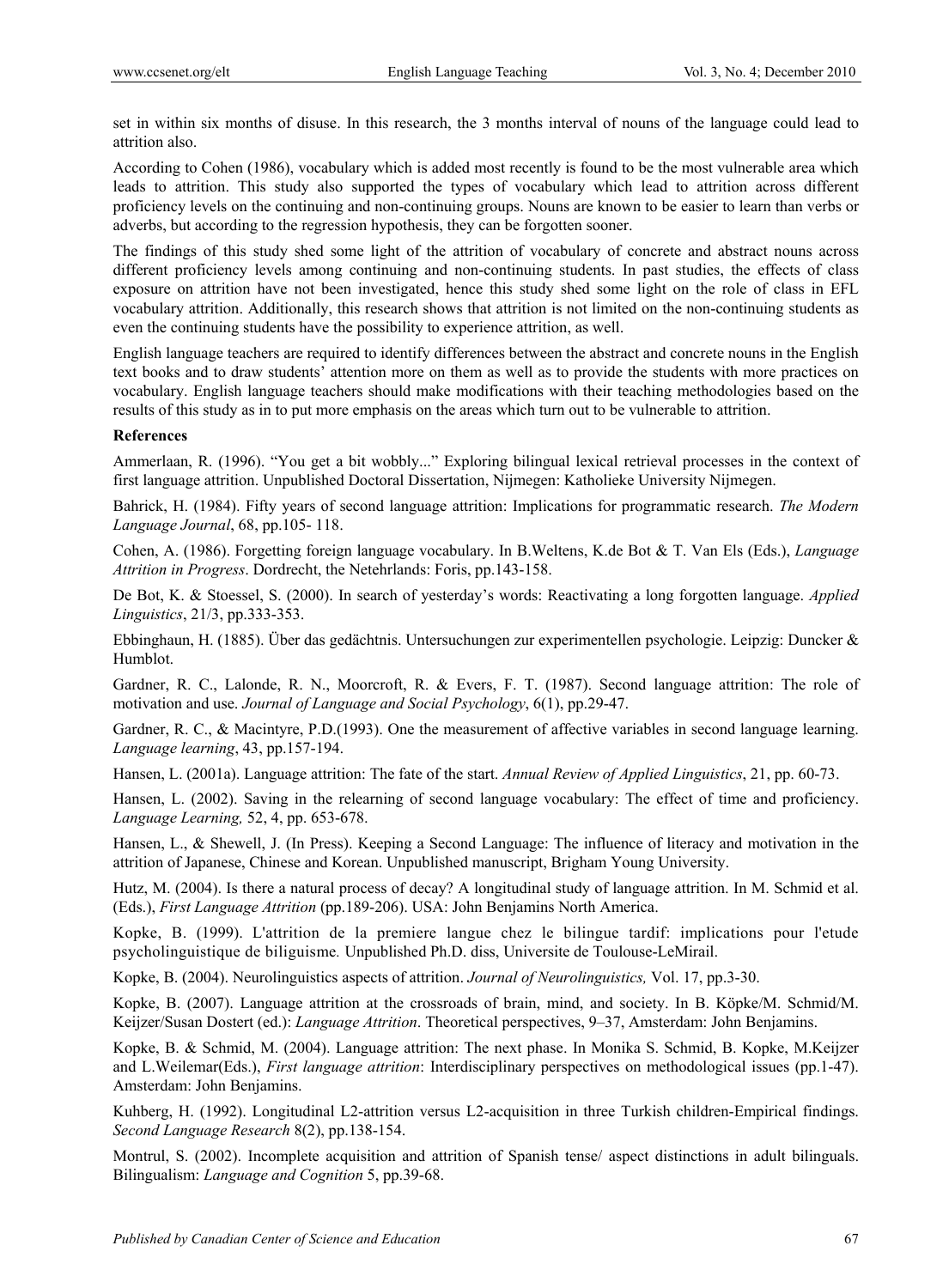set in within six months of disuse. In this research, the 3 months interval of nouns of the language could lead to attrition also.

According to Cohen (1986), vocabulary which is added most recently is found to be the most vulnerable area which leads to attrition. This study also supported the types of vocabulary which lead to attrition across different proficiency levels on the continuing and non-continuing groups. Nouns are known to be easier to learn than verbs or adverbs, but according to the regression hypothesis, they can be forgotten sooner.

The findings of this study shed some light of the attrition of vocabulary of concrete and abstract nouns across different proficiency levels among continuing and non-continuing students. In past studies, the effects of class exposure on attrition have not been investigated, hence this study shed some light on the role of class in EFL vocabulary attrition. Additionally, this research shows that attrition is not limited on the non-continuing students as even the continuing students have the possibility to experience attrition, as well.

English language teachers are required to identify differences between the abstract and concrete nouns in the English text books and to draw students' attention more on them as well as to provide the students with more practices on vocabulary. English language teachers should make modifications with their teaching methodologies based on the results of this study as in to put more emphasis on the areas which turn out to be vulnerable to attrition.

**References**

Ammerlaan, R. (1996). "You get a bit wobbly..." Exploring bilingual lexical retrieval processes in the context of first language attrition. Unpublished Doctoral Dissertation, Nijmegen: Katholieke University Nijmegen.

Bahrick, H. (1984). Fifty years of second language attrition: Implications for programmatic research. *The Modern Language Journal*, 68, pp.105- 118.

Cohen, A. (1986). Forgetting foreign language vocabulary. In B.Weltens, K.de Bot & T. Van Els (Eds.), *Language Attrition in Progress*. Dordrecht, the Netehrlands: Foris, pp.143-158.

De Bot, K. & Stoessel, S. (2000). In search of yesterday's words: Reactivating a long forgotten language. *Applied Linguistics*, 21/3, pp.333-353.

Ebbinghaun, H. (1885). Über das gedächtnis. Untersuchungen zur experimentellen psychologie. Leipzig: Duncker & Humblot.

Gardner, R. C., Lalonde, R. N., Moorcroft, R. & Evers, F. T. (1987). Second language attrition: The role of motivation and use. *Journal of Language and Social Psychology*, 6(1), pp.29-47.

Gardner, R. C., & Macintyre, P.D.(1993). One the measurement of affective variables in second language learning. *Language learning*, 43, pp.157-194.

Hansen, L. (2001a). Language attrition: The fate of the start. *Annual Review of Applied Linguistics*, 21, pp. 60-73.

Hansen, L. (2002). Saving in the relearning of second language vocabulary: The effect of time and proficiency. *Language Learning,* 52, 4, pp. 653-678.

Hansen, L., & Shewell, J. (In Press). Keeping a Second Language: The influence of literacy and motivation in the attrition of Japanese, Chinese and Korean. Unpublished manuscript, Brigham Young University.

Hutz, M. (2004). Is there a natural process of decay? A longitudinal study of language attrition. In M. Schmid et al. (Eds.), *First Language Attrition* (pp.189-206). USA: John Benjamins North America.

Kopke, B. (1999). L'attrition de la premiere langue chez le bilingue tardif: implications pour l'etude psycholinguistique de biliguisme. Unpublished Ph.D. diss, Universite de Toulouse-LeMirail.

Kopke, B. (2004). Neurolinguistics aspects of attrition. *Journal of Neurolinguistics,* Vol. 17, pp.3-30.

Kopke, B. (2007). Language attrition at the crossroads of brain, mind, and society. In B. Köpke/M. Schmid/M. Keijzer/Susan Dostert (ed.): *Language Attrition*. Theoretical perspectives, 9–37, Amsterdam: John Benjamins.

Kopke, B. & Schmid, M. (2004). Language attrition: The next phase. In Monika S. Schmid, B. Kopke, M.Keijzer and L.Weilemar(Eds.), *First language attrition*: Interdisciplinary perspectives on methodological issues (pp.1-47). Amsterdam: John Benjamins.

Kuhberg, H. (1992). Longitudinal L2-attrition versus L2-acquisition in three Turkish children-Empirical findings. *Second Language Research* 8(2), pp.138-154.

Montrul, S. (2002). Incomplete acquisition and attrition of Spanish tense/ aspect distinctions in adult bilinguals. Bilingualism: *Language and Cognition* 5, pp.39-68.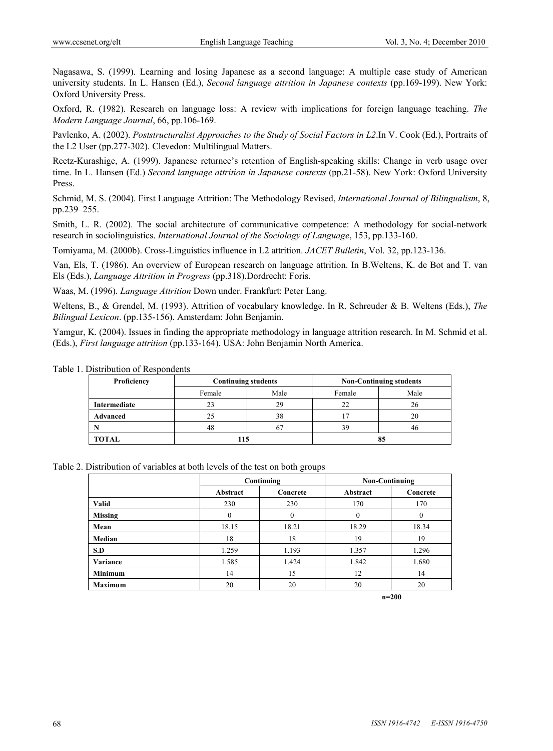Nagasawa, S. (1999). Learning and losing Japanese as a second language: A multiple case study of American university students. In L. Hansen (Ed.), *Second language attrition in Japanese contexts* (pp.169-199). New York: Oxford University Press.

Oxford, R. (1982). Research on language loss: A review with implications for foreign language teaching. *The Modern Language Journal*, 66, pp.106-169.

Pavlenko, A. (2002). *Poststructuralist Approaches to the Study of Social Factors in L2*.In V. Cook (Ed.), Portraits of the L2 User (pp.277-302). Clevedon: Multilingual Matters.

Reetz-Kurashige, A. (1999). Japanese returnee's retention of English-speaking skills: Change in verb usage over time. In L. Hansen (Ed.) *Second language attrition in Japanese contexts* (pp.21-58). New York: Oxford University Press.

Schmid, M. S. (2004). First Language Attrition: The Methodology Revised, *International Journal of Bilingualism*, 8, pp.239–255.

Smith, L. R. (2002). The social architecture of communicative competence: A methodology for social-network research in sociolinguistics. *International Journal of the Sociology of Language*, 153, pp.133-160.

Tomiyama, M. (2000b). Cross-Linguistics influence in L2 attrition. *JACET Bulletin*, Vol. 32, pp.123-136.

Van, Els, T. (1986). An overview of European research on language attrition. In B.Weltens, K. de Bot and T. van Els (Eds.), *Language Attrition in Progress* (pp.318).Dordrecht: Foris.

Waas, M. (1996). *Language Attrition* Down under. Frankfurt: Peter Lang.

Weltens, B., & Grendel, M. (1993). Attrition of vocabulary knowledge. In R. Schreuder & B. Weltens (Eds.), *The Bilingual Lexicon*. (pp.135-156). Amsterdam: John Benjamin.

Yamgur, K. (2004). Issues in finding the appropriate methodology in language attrition research. In M. Schmid et al. (Eds.), *First language attrition* (pp.133-164). USA: John Benjamin North America.

Table 1. Distribution of Respondents

| Proficiency | Continuing students | | Non-Continuing students | |
|---|---|---|---|---|
| | Female | Male | Female | Male |
| **Intermediate** | 23 | 29 | 22 | 26 |
| **Advanced** | 25 | 38 | 17 | 20 |
| **N** | 48 | 67 | 39 | 46 |
| **TOTAL** | 115 | | 85 | |

Table 2. Distribution of variables at both levels of the test on both groups

| | Continuing | | Non-Continuing | |
|---|---|---|---|---|
| | Abstract | Concrete | Abstract | Concrete |
| **Valid** | 230 | 230 | 170 | 170 |
| **Missing** | 0 | 0 | 0 | 0 |
| **Mean** | 18.15 | 18.21 | 18.29 | 18.34 |
| **Median** | 18 | 18 | 19 | 19 |
| **S.D** | 1.259 | 1.193 | 1.357 | 1.296 |
| **Variance** | 1.585 | 1.424 | 1.842 | 1.680 |
| **Minimum** | 14 | 15 | 12 | 14 |
| **Maximum** | 20 | 20 | 20 | 20 |

**n=200**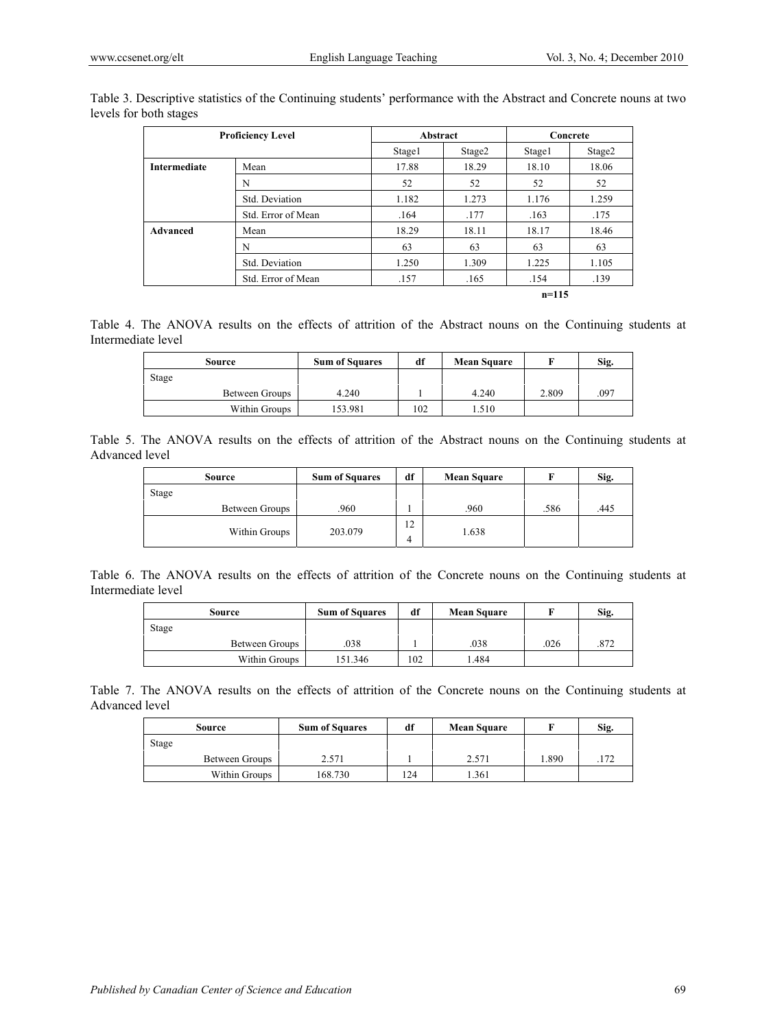Table 3. Descriptive statistics of the Continuing students' performance with the Abstract and Concrete nouns at two levels for both stages

| Proficiency Level | | Abstract | | Concrete | |
|---|---|---|---|---|---|
| | | Stage1 | Stage2 | Stage1 | Stage2 |
| **Intermediate** | Mean | 17.88 | 18.29 | 18.10 | 18.06 |
| | N | 52 | 52 | 52 | 52 |
| | Std. Deviation | 1.182 | 1.273 | 1.176 | 1.259 |
| | Std. Error of Mean | .164 | .177 | .163 | .175 |
| **Advanced** | Mean | 18.29 | 18.11 | 18.17 | 18.46 |
| | N | 63 | 63 | 63 | 63 |
| | Std. Deviation | 1.250 | 1.309 | 1.225 | 1.105 |
| | Std. Error of Mean | .157 | .165 | .154 | .139 |

**n=115**

Table 4. The ANOVA results on the effects of attrition of the Abstract nouns on the Continuing students at Intermediate level

| Source | Sum of Squares | df | Mean Square | F | Sig. |
|---|---|---|---|---|---|
| Stage | | | | | |
| Between Groups | 4.240 | 1 | 4.240 | 2.809 | .097 |
| Within Groups | 153.981 | 102 | 1.510 | | |

Table 5. The ANOVA results on the effects of attrition of the Abstract nouns on the Continuing students at Advanced level

| Source | Sum of Squares | df | Mean Square | F | Sig. |
|---|---|---|---|---|---|
| Stage | | | | | |
| Between Groups | .960 | 1 | .960 | .586 | .445 |
| Within Groups | 203.079 | 124 | 1.638 | | |

Table 6. The ANOVA results on the effects of attrition of the Concrete nouns on the Continuing students at Intermediate level

| Source | Sum of Squares | df | Mean Square | F | Sig. |
|---|---|---|---|---|---|
| Stage | | | | | |
| Between Groups | .038 | 1 | .038 | .026 | .872 |
| Within Groups | 151.346 | 102 | 1.484 | | |

Table 7. The ANOVA results on the effects of attrition of the Concrete nouns on the Continuing students at Advanced level

| Source | Sum of Squares | df | Mean Square | F | Sig. |
|---|---|---|---|---|---|
| Stage | | | | | |
| Between Groups | 2.571 | 1 | 2.571 | 1.890 | .172 |
| Within Groups | 168.730 | 124 | 1.361 | | |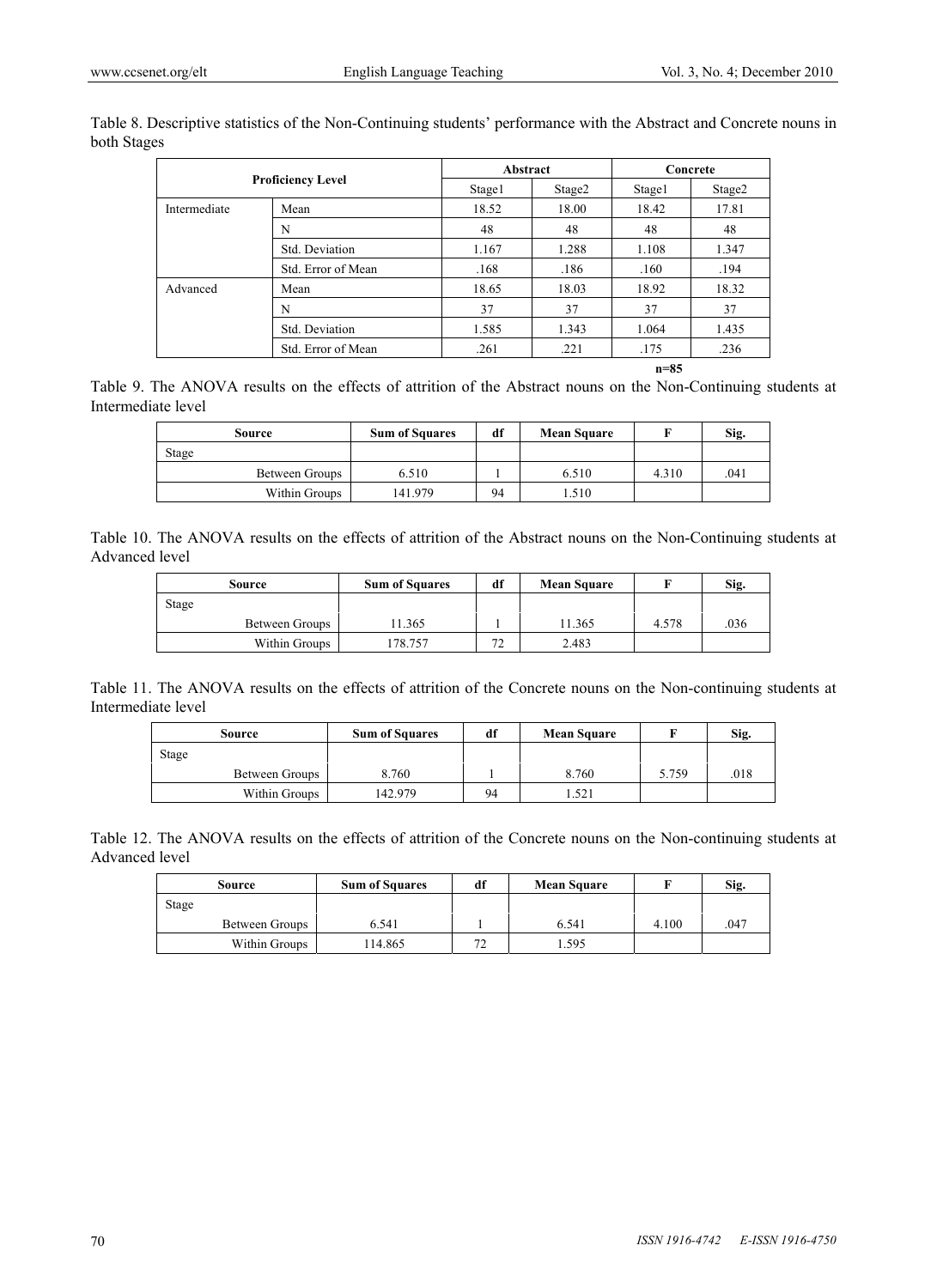Table 8. Descriptive statistics of the Non-Continuing students' performance with the Abstract and Concrete nouns in both Stages

| Proficiency Level | | Abstract | | Concrete | |
|---|---|---|---|---|---|
| | | Stage1 | Stage2 | Stage1 | Stage2 |
| Intermediate | Mean | 18.52 | 18.00 | 18.42 | 17.81 |
| | N | 48 | 48 | 48 | 48 |
| | Std. Deviation | 1.167 | 1.288 | 1.108 | 1.347 |
| | Std. Error of Mean | .168 | .186 | .160 | .194 |
| Advanced | Mean | 18.65 | 18.03 | 18.92 | 18.32 |
| | N | 37 | 37 | 37 | 37 |
| | Std. Deviation | 1.585 | 1.343 | 1.064 | 1.435 |
| | Std. Error of Mean | .261 | .221 | .175 | .236 |

n=85

Table 9. The ANOVA results on the effects of attrition of the Abstract nouns on the Non-Continuing students at Intermediate level

| Source | Sum of Squares | df | Mean Square | F | Sig. |
|---|---|---|---|---|---|
| Stage | | | | | |
| Between Groups | 6.510 | 1 | 6.510 | 4.310 | .041 |
| Within Groups | 141.979 | 94 | 1.510 | | |

Table 10. The ANOVA results on the effects of attrition of the Abstract nouns on the Non-Continuing students at Advanced level

| Source | Sum of Squares | df | Mean Square | F | Sig. |
|---|---|---|---|---|---|
| Stage | | | | | |
| Between Groups | 11.365 | 1 | 11.365 | 4.578 | .036 |
| Within Groups | 178.757 | 72 | 2.483 | | |

Table 11. The ANOVA results on the effects of attrition of the Concrete nouns on the Non-continuing students at Intermediate level

| Source | Sum of Squares | df | Mean Square | F | Sig. |
|---|---|---|---|---|---|
| Stage | | | | | |
| Between Groups | 8.760 | 1 | 8.760 | 5.759 | .018 |
| Within Groups | 142.979 | 94 | 1.521 | | |

Table 12. The ANOVA results on the effects of attrition of the Concrete nouns on the Non-continuing students at Advanced level

| Source | Sum of Squares | df | Mean Square | F | Sig. |
|---|---|---|---|---|---|
| Stage | | | | | |
| Between Groups | 6.541 | 1 | 6.541 | 4.100 | .047 |
| Within Groups | 114.865 | 72 | 1.595 | | |